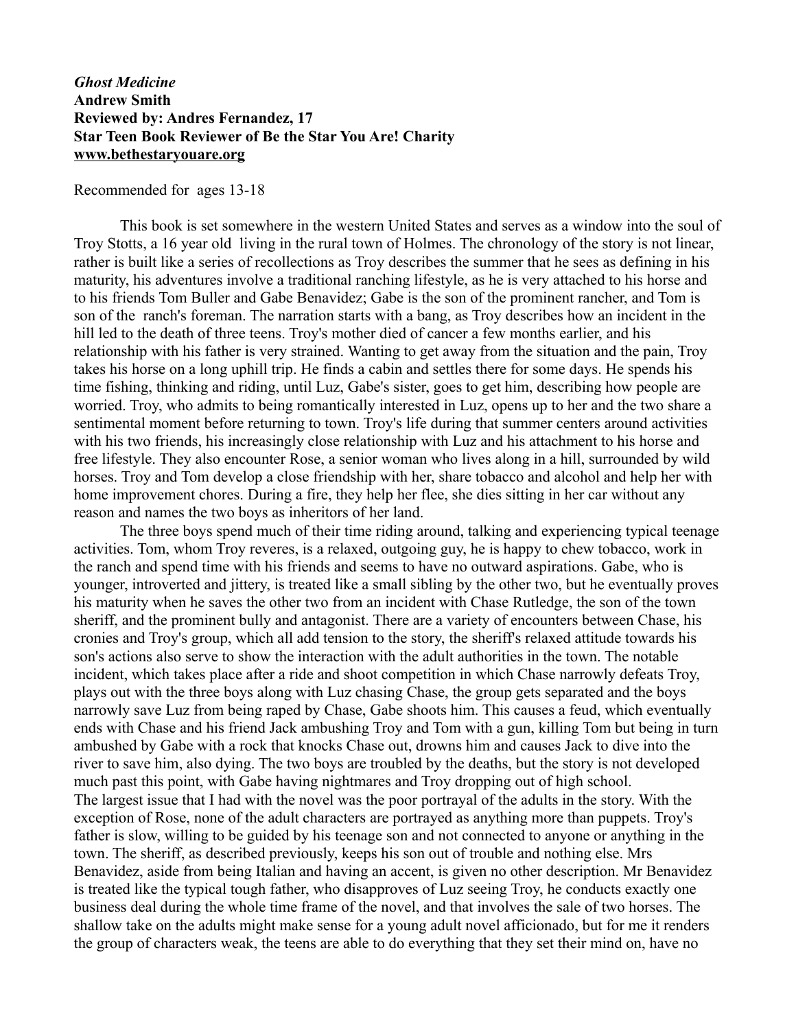***Ghost Medicine***
**Andrew Smith**
**Reviewed by: Andres Fernandez, 17**
**Star Teen Book Reviewer of Be the Star You Are! Charity**
**www.bethestaryouare.org**

Recommended for ages 13-18

This book is set somewhere in the western United States and serves as a window into the soul of Troy Stotts, a 16 year old living in the rural town of Holmes. The chronology of the story is not linear, rather is built like a series of recollections as Troy describes the summer that he sees as defining in his maturity, his adventures involve a traditional ranching lifestyle, as he is very attached to his horse and to his friends Tom Buller and Gabe Benavidez; Gabe is the son of the prominent rancher, and Tom is son of the ranch's foreman. The narration starts with a bang, as Troy describes how an incident in the hill led to the death of three teens. Troy's mother died of cancer a few months earlier, and his relationship with his father is very strained. Wanting to get away from the situation and the pain, Troy takes his horse on a long uphill trip. He finds a cabin and settles there for some days. He spends his time fishing, thinking and riding, until Luz, Gabe's sister, goes to get him, describing how people are worried. Troy, who admits to being romantically interested in Luz, opens up to her and the two share a sentimental moment before returning to town. Troy's life during that summer centers around activities with his two friends, his increasingly close relationship with Luz and his attachment to his horse and free lifestyle. They also encounter Rose, a senior woman who lives along in a hill, surrounded by wild horses. Troy and Tom develop a close friendship with her, share tobacco and alcohol and help her with home improvement chores. During a fire, they help her flee, she dies sitting in her car without any reason and names the two boys as inheritors of her land.

The three boys spend much of their time riding around, talking and experiencing typical teenage activities. Tom, whom Troy reveres, is a relaxed, outgoing guy, he is happy to chew tobacco, work in the ranch and spend time with his friends and seems to have no outward aspirations. Gabe, who is younger, introverted and jittery, is treated like a small sibling by the other two, but he eventually proves his maturity when he saves the other two from an incident with Chase Rutledge, the son of the town sheriff, and the prominent bully and antagonist. There are a variety of encounters between Chase, his cronies and Troy's group, which all add tension to the story, the sheriff's relaxed attitude towards his son's actions also serve to show the interaction with the adult authorities in the town. The notable incident, which takes place after a ride and shoot competition in which Chase narrowly defeats Troy, plays out with the three boys along with Luz chasing Chase, the group gets separated and the boys narrowly save Luz from being raped by Chase, Gabe shoots him. This causes a feud, which eventually ends with Chase and his friend Jack ambushing Troy and Tom with a gun, killing Tom but being in turn ambushed by Gabe with a rock that knocks Chase out, drowns him and causes Jack to dive into the river to save him, also dying. The two boys are troubled by the deaths, but the story is not developed much past this point, with Gabe having nightmares and Troy dropping out of high school.

The largest issue that I had with the novel was the poor portrayal of the adults in the story. With the exception of Rose, none of the adult characters are portrayed as anything more than puppets. Troy's father is slow, willing to be guided by his teenage son and not connected to anyone or anything in the town. The sheriff, as described previously, keeps his son out of trouble and nothing else. Mrs Benavidez, aside from being Italian and having an accent, is given no other description. Mr Benavidez is treated like the typical tough father, who disapproves of Luz seeing Troy, he conducts exactly one business deal during the whole time frame of the novel, and that involves the sale of two horses. The shallow take on the adults might make sense for a young adult novel afficionado, but for me it renders the group of characters weak, the teens are able to do everything that they set their mind on, have no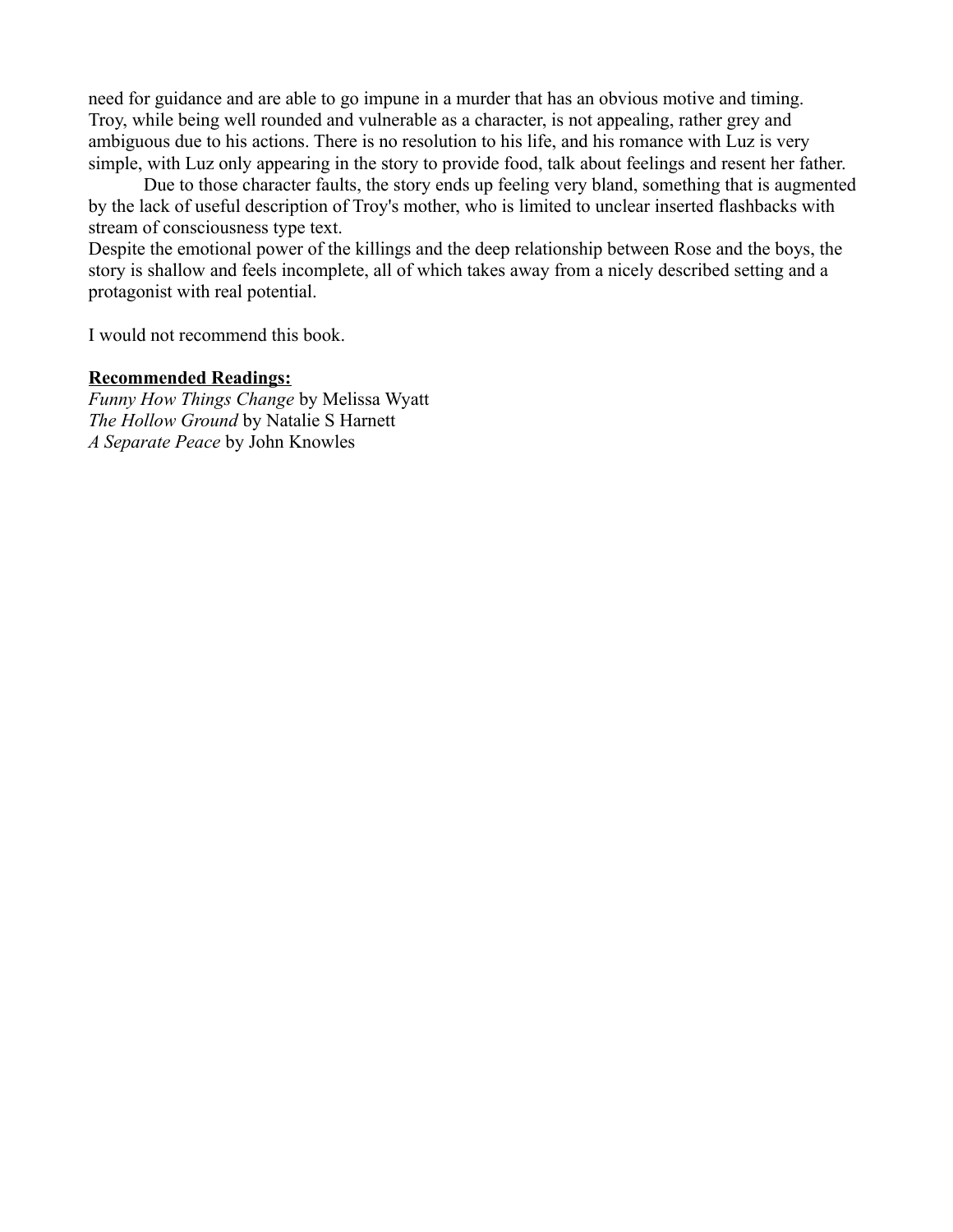need for guidance and are able to go impune in a murder that has an obvious motive and timing. Troy, while being well rounded and vulnerable as a character, is not appealing, rather grey and ambiguous due to his actions. There is no resolution to his life, and his romance with Luz is very simple, with Luz only appearing in the story to provide food, talk about feelings and resent her father.

Due to those character faults, the story ends up feeling very bland, something that is augmented by the lack of useful description of Troy's mother, who is limited to unclear inserted flashbacks with stream of consciousness type text.

Despite the emotional power of the killings and the deep relationship between Rose and the boys, the story is shallow and feels incomplete, all of which takes away from a nicely described setting and a protagonist with real potential.

I would not recommend this book.

**Recommended Readings:**

*Funny How Things Change* by Melissa Wyatt
*The Hollow Ground* by Natalie S Harnett
*A Separate Peace* by John Knowles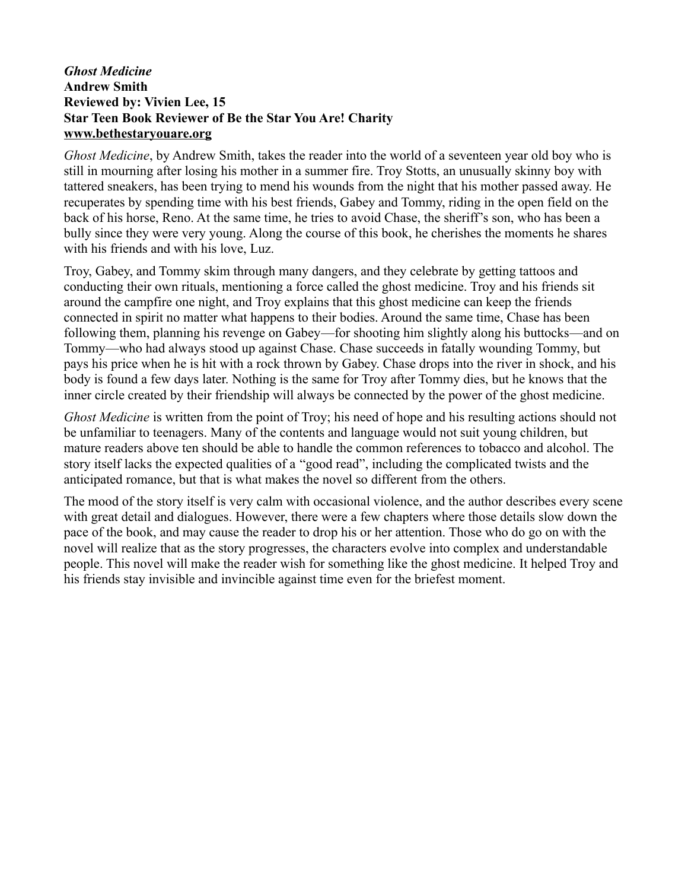***Ghost Medicine***
**Andrew Smith**
**Reviewed by: Vivien Lee, 15**
**Star Teen Book Reviewer of Be the Star You Are! Charity**
**www.bethestaryouare.org**

*Ghost Medicine*, by Andrew Smith, takes the reader into the world of a seventeen year old boy who is still in mourning after losing his mother in a summer fire. Troy Stotts, an unusually skinny boy with tattered sneakers, has been trying to mend his wounds from the night that his mother passed away. He recuperates by spending time with his best friends, Gabey and Tommy, riding in the open field on the back of his horse, Reno. At the same time, he tries to avoid Chase, the sheriff's son, who has been a bully since they were very young. Along the course of this book, he cherishes the moments he shares with his friends and with his love, Luz.

Troy, Gabey, and Tommy skim through many dangers, and they celebrate by getting tattoos and conducting their own rituals, mentioning a force called the ghost medicine. Troy and his friends sit around the campfire one night, and Troy explains that this ghost medicine can keep the friends connected in spirit no matter what happens to their bodies. Around the same time, Chase has been following them, planning his revenge on Gabey—for shooting him slightly along his buttocks—and on Tommy—who had always stood up against Chase. Chase succeeds in fatally wounding Tommy, but pays his price when he is hit with a rock thrown by Gabey. Chase drops into the river in shock, and his body is found a few days later. Nothing is the same for Troy after Tommy dies, but he knows that the inner circle created by their friendship will always be connected by the power of the ghost medicine.

*Ghost Medicine* is written from the point of Troy; his need of hope and his resulting actions should not be unfamiliar to teenagers. Many of the contents and language would not suit young children, but mature readers above ten should be able to handle the common references to tobacco and alcohol. The story itself lacks the expected qualities of a "good read", including the complicated twists and the anticipated romance, but that is what makes the novel so different from the others.

The mood of the story itself is very calm with occasional violence, and the author describes every scene with great detail and dialogues. However, there were a few chapters where those details slow down the pace of the book, and may cause the reader to drop his or her attention. Those who do go on with the novel will realize that as the story progresses, the characters evolve into complex and understandable people. This novel will make the reader wish for something like the ghost medicine. It helped Troy and his friends stay invisible and invincible against time even for the briefest moment.